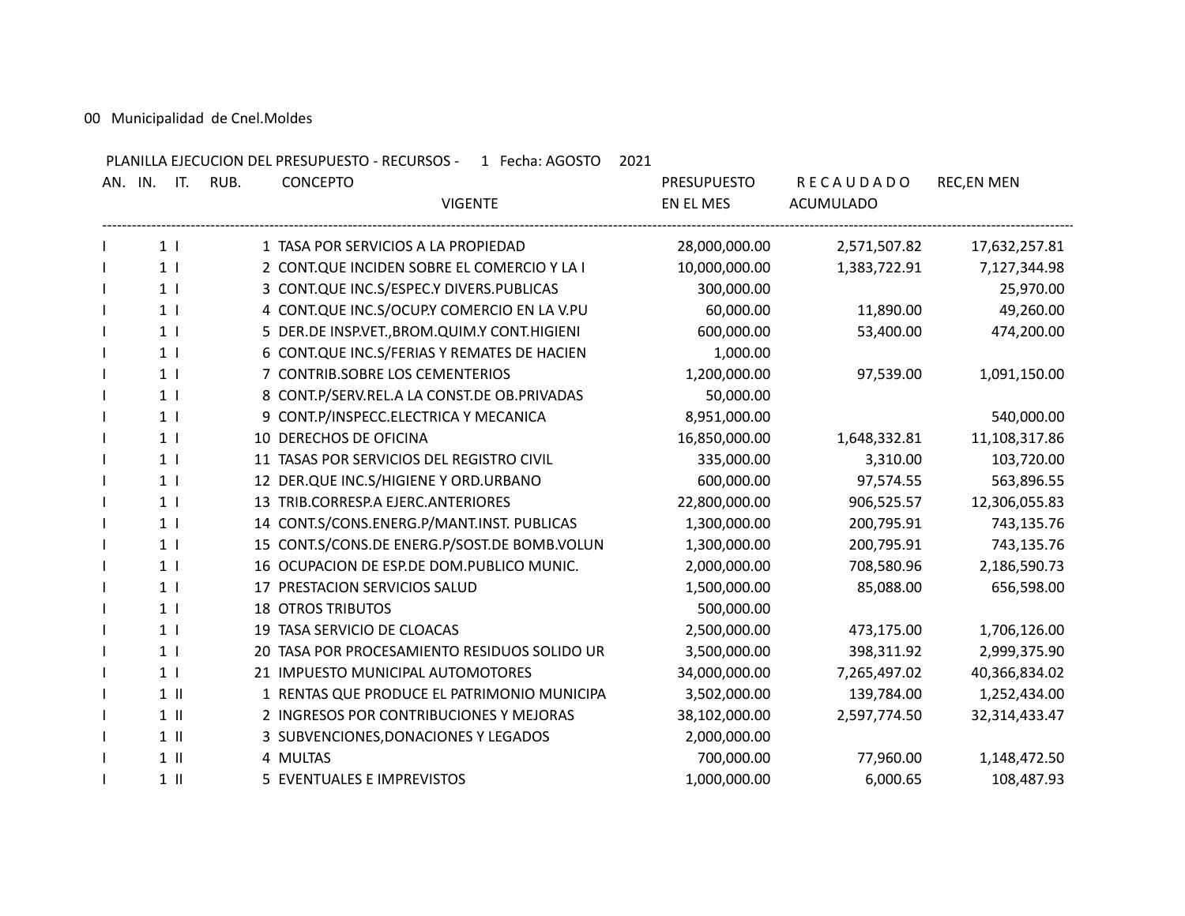00 Municipalidad de Cnel.Moldes

PLANILLA EJECUCION DEL PRESUPUESTO - RECURSOS - 1 Fecha: AGOSTO 2021

| AN. | IN. | IT. | RUB. | CONCEPTO | PRESUPUESTO VIGENTE | EN EL MES RECAUDADO | ACUMULADO REC,EN MEN |
|---|---|---|---|---|---|---|---|
| I | 1 | I | 1 | TASA POR SERVICIOS A LA PROPIEDAD | 28,000,000.00 | 2,571,507.82 | 17,632,257.81 |
| I | 1 | I | 2 | CONT.QUE INCIDEN SOBRE EL COMERCIO Y LA I | 10,000,000.00 | 1,383,722.91 | 7,127,344.98 |
| I | 1 | I | 3 | CONT.QUE INC.S/ESPEC.Y DIVERS.PUBLICAS | 300,000.00 | | 25,970.00 |
| I | 1 | I | 4 | CONT.QUE INC.S/OCUP.Y COMERCIO EN LA V.PU | 60,000.00 | 11,890.00 | 49,260.00 |
| I | 1 | I | 5 | DER.DE INSP.VET.,BROM.QUIM.Y CONT.HIGIENI | 600,000.00 | 53,400.00 | 474,200.00 |
| I | 1 | I | 6 | CONT.QUE INC.S/FERIAS Y REMATES DE HACIEN | 1,000.00 | | |
| I | 1 | I | 7 | CONTRIB.SOBRE LOS CEMENTERIOS | 1,200,000.00 | 97,539.00 | 1,091,150.00 |
| I | 1 | I | 8 | CONT.P/SERV.REL.A LA CONST.DE OB.PRIVADAS | 50,000.00 | | |
| I | 1 | I | 9 | CONT.P/INSPECC.ELECTRICA Y MECANICA | 8,951,000.00 | | 540,000.00 |
| I | 1 | I | 10 | DERECHOS DE OFICINA | 16,850,000.00 | 1,648,332.81 | 11,108,317.86 |
| I | 1 | I | 11 | TASAS POR SERVICIOS DEL REGISTRO CIVIL | 335,000.00 | 3,310.00 | 103,720.00 |
| I | 1 | I | 12 | DER.QUE INC.S/HIGIENE Y ORD.URBANO | 600,000.00 | 97,574.55 | 563,896.55 |
| I | 1 | I | 13 | TRIB.CORRESP.A EJERC.ANTERIORES | 22,800,000.00 | 906,525.57 | 12,306,055.83 |
| I | 1 | I | 14 | CONT.S/CONS.ENERG.P/MANT.INST. PUBLICAS | 1,300,000.00 | 200,795.91 | 743,135.76 |
| I | 1 | I | 15 | CONT.S/CONS.DE ENERG.P/SOST.DE BOMB.VOLUN | 1,300,000.00 | 200,795.91 | 743,135.76 |
| I | 1 | I | 16 | OCUPACION DE ESP.DE DOM.PUBLICO MUNIC. | 2,000,000.00 | 708,580.96 | 2,186,590.73 |
| I | 1 | I | 17 | PRESTACION SERVICIOS SALUD | 1,500,000.00 | 85,088.00 | 656,598.00 |
| I | 1 | I | 18 | OTROS TRIBUTOS | 500,000.00 | | |
| I | 1 | I | 19 | TASA SERVICIO DE CLOACAS | 2,500,000.00 | 473,175.00 | 1,706,126.00 |
| I | 1 | I | 20 | TASA POR PROCESAMIENTO RESIDUOS SOLIDO UR | 3,500,000.00 | 398,311.92 | 2,999,375.90 |
| I | 1 | I | 21 | IMPUESTO MUNICIPAL AUTOMOTORES | 34,000,000.00 | 7,265,497.02 | 40,366,834.02 |
| I | 1 | II | 1 | RENTAS QUE PRODUCE EL PATRIMONIO MUNICIPA | 3,502,000.00 | 139,784.00 | 1,252,434.00 |
| I | 1 | II | 2 | INGRESOS POR CONTRIBUCIONES Y MEJORAS | 38,102,000.00 | 2,597,774.50 | 32,314,433.47 |
| I | 1 | II | 3 | SUBVENCIONES,DONACIONES Y LEGADOS | 2,000,000.00 | | |
| I | 1 | II | 4 | MULTAS | 700,000.00 | 77,960.00 | 1,148,472.50 |
| I | 1 | II | 5 | EVENTUALES E IMPREVISTOS | 1,000,000.00 | 6,000.65 | 108,487.93 |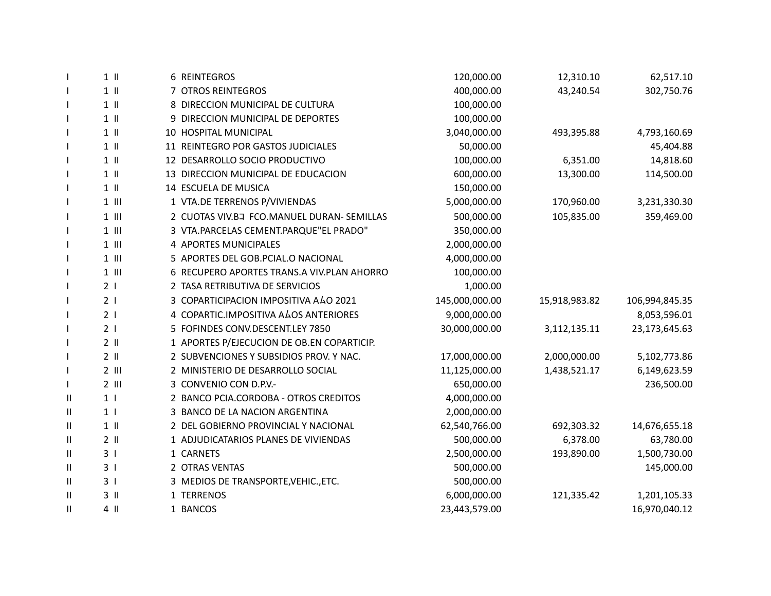| | | | | | | |
|---|---|---|---|---|---|---|
| I | 1 II | 6 | REINTEGROS | 120,000.00 | 12,310.10 | 62,517.10 |
| I | 1 II | 7 | OTROS REINTEGROS | 400,000.00 | 43,240.54 | 302,750.76 |
| I | 1 II | 8 | DIRECCION MUNICIPAL DE CULTURA | 100,000.00 | | |
| I | 1 II | 9 | DIRECCION MUNICIPAL DE DEPORTES | 100,000.00 | | |
| I | 1 II | 10 | HOSPITAL MUNICIPAL | 3,040,000.00 | 493,395.88 | 4,793,160.69 |
| I | 1 II | 11 | REINTEGRO POR GASTOS JUDICIALES | 50,000.00 | | 45,404.88 |
| I | 1 II | 12 | DESARROLLO SOCIO PRODUCTIVO | 100,000.00 | 6,351.00 | 14,818.60 |
| I | 1 II | 13 | DIRECCION MUNICIPAL DE EDUCACION | 600,000.00 | 13,300.00 | 114,500.00 |
| I | 1 II | 14 | ESCUELA DE MUSICA | 150,000.00 | | |
| I | 1 III | 1 | VTA.DE TERRENOS P/VIVIENDAS | 5,000,000.00 | 170,960.00 | 3,231,330.30 |
| I | 1 III | 2 | CUOTAS VIV.B⊐ FCO.MANUEL DURAN- SEMILLAS | 500,000.00 | 105,835.00 | 359,469.00 |
| I | 1 III | 3 | VTA.PARCELAS CEMENT.PARQUE"EL PRADO" | 350,000.00 | | |
| I | 1 III | 4 | APORTES MUNICIPALES | 2,000,000.00 | | |
| I | 1 III | 5 | APORTES DEL GOB.PCIAL.O NACIONAL | 4,000,000.00 | | |
| I | 1 III | 6 | RECUPERO APORTES TRANS.A VIV.PLAN AHORRO | 100,000.00 | | |
| I | 2 I | 2 | TASA RETRIBUTIVA DE SERVICIOS | 1,000.00 | | |
| I | 2 I | 3 | COPARTICIPACION IMPOSITIVA AÑO 2021 | 145,000,000.00 | 15,918,983.82 | 106,994,845.35 |
| I | 2 I | 4 | COPARTIC.IMPOSITIVA AÑOS ANTERIORES | 9,000,000.00 | | 8,053,596.01 |
| I | 2 I | 5 | FOFINDES CONV.DESCENT.LEY 7850 | 30,000,000.00 | 3,112,135.11 | 23,173,645.63 |
| I | 2 II | 1 | APORTES P/EJECUCION DE OB.EN COPARTICIP. | | | |
| I | 2 II | 2 | SUBVENCIONES Y SUBSIDIOS PROV. Y NAC. | 17,000,000.00 | 2,000,000.00 | 5,102,773.86 |
| I | 2 III | 2 | MINISTERIO DE DESARROLLO SOCIAL | 11,125,000.00 | 1,438,521.17 | 6,149,623.59 |
| I | 2 III | 3 | CONVENIO CON D.P.V.- | 650,000.00 | | 236,500.00 |
| II | 1 I | 2 | BANCO PCIA.CORDOBA - OTROS CREDITOS | 4,000,000.00 | | |
| II | 1 I | 3 | BANCO DE LA NACION ARGENTINA | 2,000,000.00 | | |
| II | 1 II | 2 | DEL GOBIERNO PROVINCIAL Y NACIONAL | 62,540,766.00 | 692,303.32 | 14,676,655.18 |
| II | 2 II | 1 | ADJUDICATARIOS PLANES DE VIVIENDAS | 500,000.00 | 6,378.00 | 63,780.00 |
| II | 3 I | 1 | CARNETS | 2,500,000.00 | 193,890.00 | 1,500,730.00 |
| II | 3 I | 2 | OTRAS VENTAS | 500,000.00 | | 145,000.00 |
| II | 3 I | 3 | MEDIOS DE TRANSPORTE,VEHIC.,ETC. | 500,000.00 | | |
| II | 3 II | 1 | TERRENOS | 6,000,000.00 | 121,335.42 | 1,201,105.33 |
| II | 4 II | 1 | BANCOS | 23,443,579.00 | | 16,970,040.12 |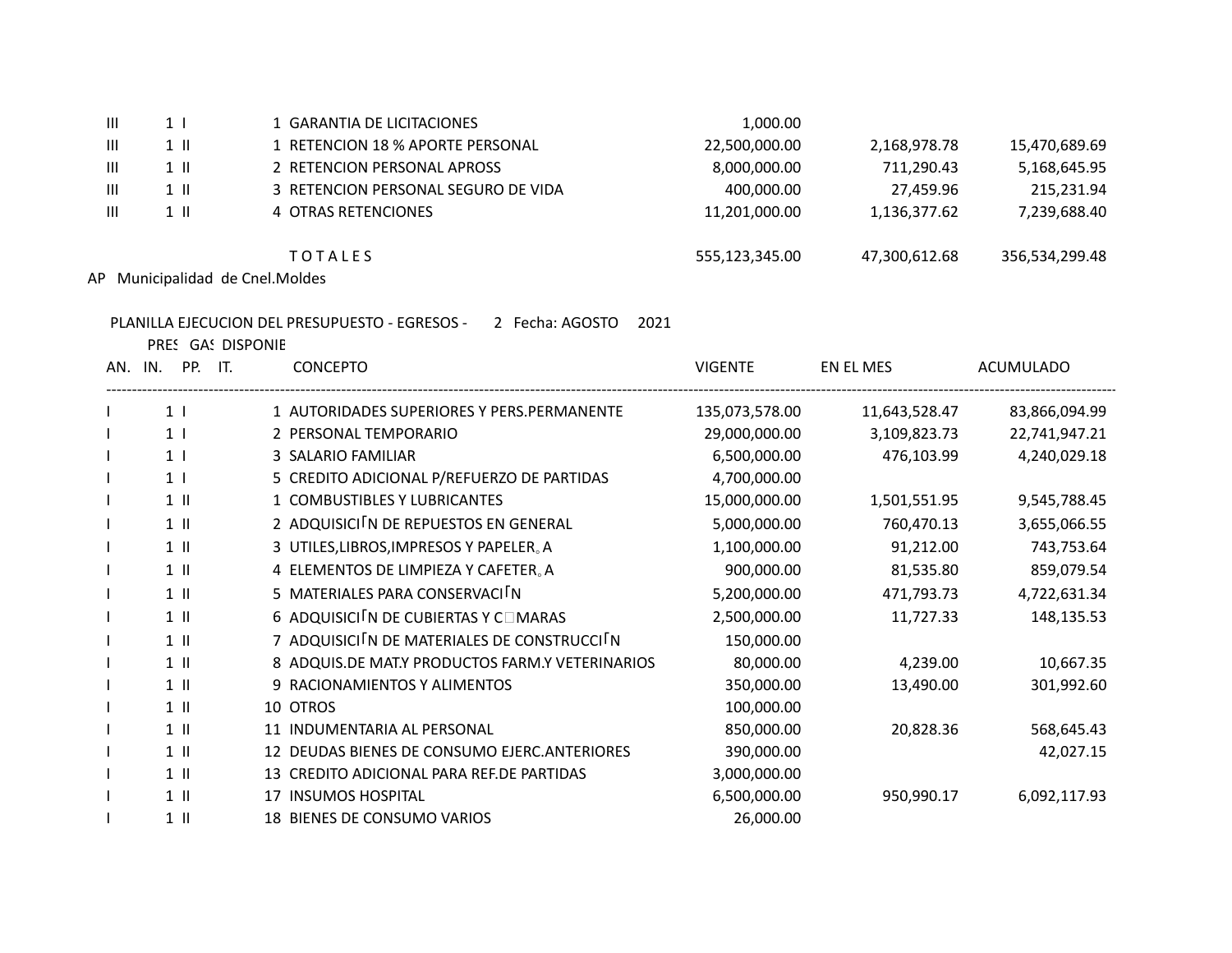| | | | | | | |
|---|---|---|---|---|---|---|
| III | 1 I | | 1 GARANTIA DE LICITACIONES | 1,000.00 | | |
| III | 1 II | | 1 RETENCION 18 % APORTE PERSONAL | 22,500,000.00 | 2,168,978.78 | 15,470,689.69 |
| III | 1 II | | 2 RETENCION PERSONAL APROSS | 8,000,000.00 | 711,290.43 | 5,168,645.95 |
| III | 1 II | | 3 RETENCION PERSONAL SEGURO DE VIDA | 400,000.00 | 27,459.96 | 215,231.94 |
| III | 1 II | | 4 OTRAS RETENCIONES | 11,201,000.00 | 1,136,377.62 | 7,239,688.40 |
| | | | T O T A L E S | 555,123,345.00 | 47,300,612.68 | 356,534,299.48 |

AP Municipalidad de Cnel.Moldes

PLANILLA EJECUCION DEL PRESUPUESTO - EGRESOS - 2 Fecha: AGOSTO 2021

PRES GAS DISPONIE

| AN. | IN. | PP. | IT. | CONCEPTO | VIGENTE | EN EL MES | ACUMULADO |
|---|---|---|---|---|---|---|---|
| I | 1 | I | 1 | AUTORIDADES SUPERIORES Y PERS.PERMANENTE | 135,073,578.00 | 11,643,528.47 | 83,866,094.99 |
| I | 1 | I | 2 | PERSONAL TEMPORARIO | 29,000,000.00 | 3,109,823.73 | 22,741,947.21 |
| I | 1 | I | 3 | SALARIO FAMILIAR | 6,500,000.00 | 476,103.99 | 4,240,029.18 |
| I | 1 | I | 5 | CREDITO ADICIONAL P/REFUERZO DE PARTIDAS | 4,700,000.00 | | |
| I | 1 | II | 1 | COMBUSTIBLES Y LUBRICANTES | 15,000,000.00 | 1,501,551.95 | 9,545,788.45 |
| I | 1 | II | 2 | ADQUISICI╒N DE REPUESTOS EN GENERAL | 5,000,000.00 | 760,470.13 | 3,655,066.55 |
| I | 1 | II | 3 | UTILES,LIBROS,IMPRESOS Y PAPELER｡A | 1,100,000.00 | 91,212.00 | 743,753.64 |
| I | 1 | II | 4 | ELEMENTOS DE LIMPIEZA Y CAFETER｡A | 900,000.00 | 81,535.80 | 859,079.54 |
| I | 1 | II | 5 | MATERIALES PARA CONSERVACI╒N | 5,200,000.00 | 471,793.73 | 4,722,631.34 |
| I | 1 | II | 6 | ADQUISICI╒N DE CUBIERTAS Y C□MARAS | 2,500,000.00 | 11,727.33 | 148,135.53 |
| I | 1 | II | 7 | ADQUISICI╒N DE MATERIALES DE CONSTRUCCI╒N | 150,000.00 | | |
| I | 1 | II | 8 | ADQUIS.DE MAT.Y PRODUCTOS FARM.Y VETERINARIOS | 80,000.00 | 4,239.00 | 10,667.35 |
| I | 1 | II | 9 | RACIONAMIENTOS Y ALIMENTOS | 350,000.00 | 13,490.00 | 301,992.60 |
| I | 1 | II | 10 | OTROS | 100,000.00 | | |
| I | 1 | II | 11 | INDUMENTARIA AL PERSONAL | 850,000.00 | 20,828.36 | 568,645.43 |
| I | 1 | II | 12 | DEUDAS BIENES DE CONSUMO EJERC.ANTERIORES | 390,000.00 | | 42,027.15 |
| I | 1 | II | 13 | CREDITO ADICIONAL PARA REF.DE PARTIDAS | 3,000,000.00 | | |
| I | 1 | II | 17 | INSUMOS HOSPITAL | 6,500,000.00 | 950,990.17 | 6,092,117.93 |
| I | 1 | II | 18 | BIENES DE CONSUMO VARIOS | 26,000.00 | | |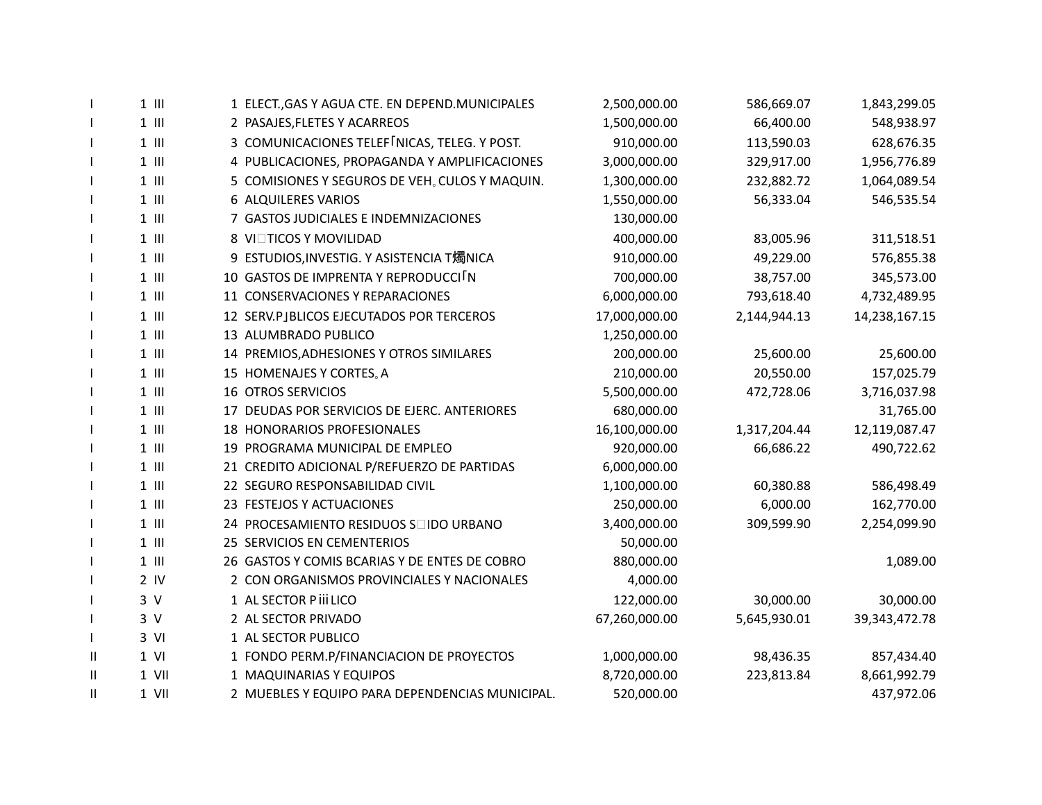| | | | | | | | |
|---|---|---|---|---|---|---|---|
| I | 1 | III | 1 | ELECT.,GAS Y AGUA CTE. EN DEPEND.MUNICIPALES | 2,500,000.00 | 586,669.07 | 1,843,299.05 |
| I | 1 | III | 2 | PASAJES,FLETES Y ACARREOS | 1,500,000.00 | 66,400.00 | 548,938.97 |
| I | 1 | III | 3 | COMUNICACIONES TELEFNICAS, TELEG. Y POST. | 910,000.00 | 113,590.03 | 628,676.35 |
| I | 1 | III | 4 | PUBLICACIONES, PROPAGANDA Y AMPLIFICACIONES | 3,000,000.00 | 329,917.00 | 1,956,776.89 |
| I | 1 | III | 5 | COMISIONES Y SEGUROS DE VEH｡CULOS Y MAQUIN. | 1,300,000.00 | 232,882.72 | 1,064,089.54 |
| I | 1 | III | 6 | ALQUILERES VARIOS | 1,550,000.00 | 56,333.04 | 546,535.54 |
| I | 1 | III | 7 | GASTOS JUDICIALES E INDEMNIZACIONES | 130,000.00 | | |
| I | 1 | III | 8 | VITICOS Y MOVILIDAD | 400,000.00 | 83,005.96 | 311,518.51 |
| I | 1 | III | 9 | ESTUDIOS,INVESTIG. Y ASISTENCIA T燭NICA | 910,000.00 | 49,229.00 | 576,855.38 |
| I | 1 | III | 10 | GASTOS DE IMPRENTA Y REPRODUCCIN | 700,000.00 | 38,757.00 | 345,573.00 |
| I | 1 | III | 11 | CONSERVACIONES Y REPARACIONES | 6,000,000.00 | 793,618.40 | 4,732,489.95 |
| I | 1 | III | 12 | SERV.PBLICOS EJECUTADOS POR TERCEROS | 17,000,000.00 | 2,144,944.13 | 14,238,167.15 |
| I | 1 | III | 13 | ALUMBRADO PUBLICO | 1,250,000.00 | | |
| I | 1 | III | 14 | PREMIOS,ADHESIONES Y OTROS SIMILARES | 200,000.00 | 25,600.00 | 25,600.00 |
| I | 1 | III | 15 | HOMENAJES Y CORTES｡A | 210,000.00 | 20,550.00 | 157,025.79 |
| I | 1 | III | 16 | OTROS SERVICIOS | 5,500,000.00 | 472,728.06 | 3,716,037.98 |
| I | 1 | III | 17 | DEUDAS POR SERVICIOS DE EJERC. ANTERIORES | 680,000.00 | | 31,765.00 |
| I | 1 | III | 18 | HONORARIOS PROFESIONALES | 16,100,000.00 | 1,317,204.44 | 12,119,087.47 |
| I | 1 | III | 19 | PROGRAMA MUNICIPAL DE EMPLEO | 920,000.00 | 66,686.22 | 490,722.62 |
| I | 1 | III | 21 | CREDITO ADICIONAL P/REFUERZO DE PARTIDAS | 6,000,000.00 | | |
| I | 1 | III | 22 | SEGURO RESPONSABILIDAD CIVIL | 1,100,000.00 | 60,380.88 | 586,498.49 |
| I | 1 | III | 23 | FESTEJOS Y ACTUACIONES | 250,000.00 | 6,000.00 | 162,770.00 |
| I | 1 | III | 24 | PROCESAMIENTO RESIDUOS SIDO URBANO | 3,400,000.00 | 309,599.90 | 2,254,099.90 |
| I | 1 | III | 25 | SERVICIOS EN CEMENTERIOS | 50,000.00 | | |
| I | 1 | III | 26 | GASTOS Y COMIS BCARIAS Y DE ENTES DE COBRO | 880,000.00 | | 1,089.00 |
| I | 2 | IV | 2 | CON ORGANISMOS PROVINCIALES Y NACIONALES | 4,000.00 | | |
| I | 3 | V | 1 | AL SECTOR PiiiLICO | 122,000.00 | 30,000.00 | 30,000.00 |
| I | 3 | V | 2 | AL SECTOR PRIVADO | 67,260,000.00 | 5,645,930.01 | 39,343,472.78 |
| I | 3 | VI | 1 | AL SECTOR PUBLICO | | | |
| II | 1 | VI | 1 | FONDO PERM.P/FINANCIACION DE PROYECTOS | 1,000,000.00 | 98,436.35 | 857,434.40 |
| II | 1 | VII | 1 | MAQUINARIAS Y EQUIPOS | 8,720,000.00 | 223,813.84 | 8,661,992.79 |
| II | 1 | VII | 2 | MUEBLES Y EQUIPO PARA DEPENDENCIAS MUNICIPAL. | 520,000.00 | | 437,972.06 |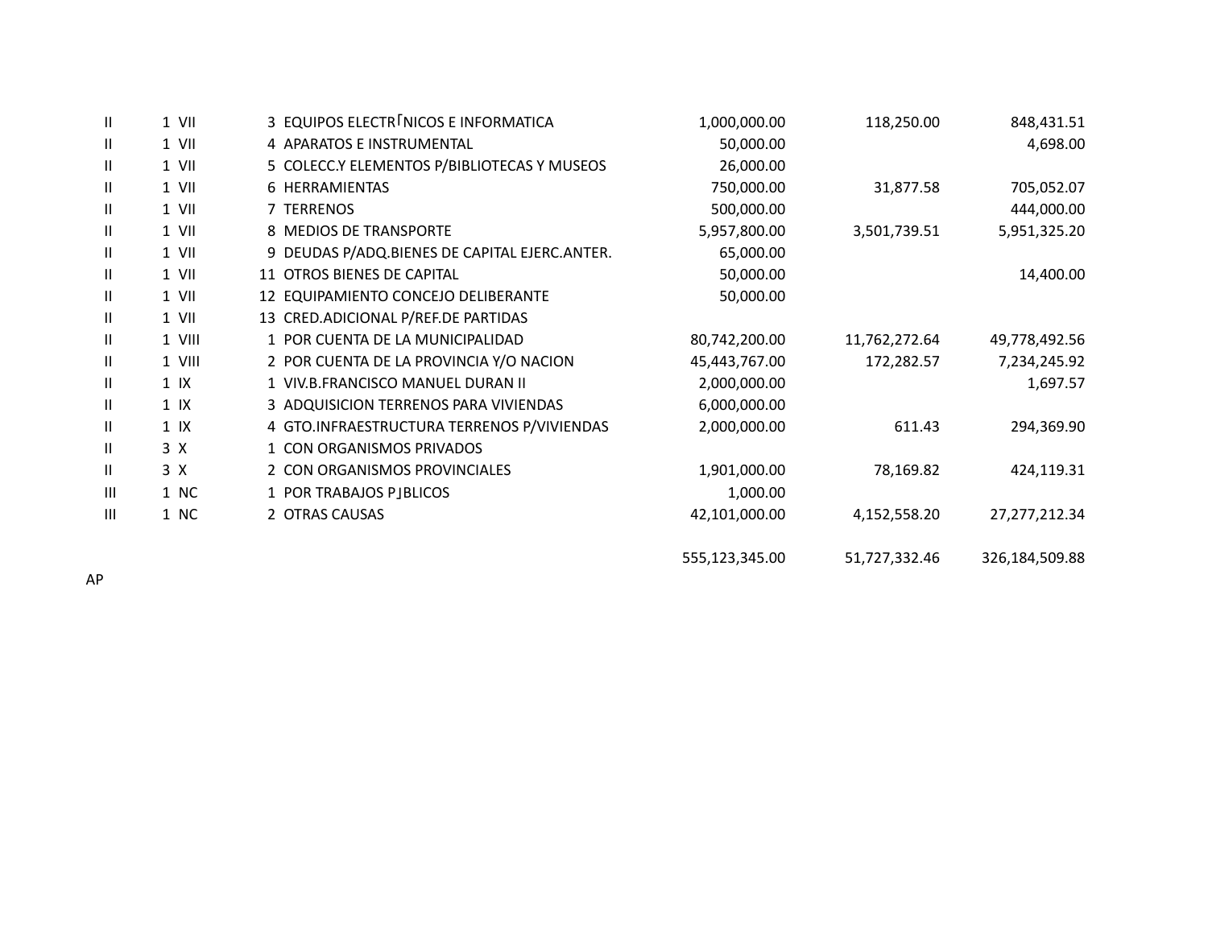| | | | | | | |
|---|---|---|---|---|---|---|
| II | 1 VII | 3 | EQUIPOS ELECTRΓNICOS E INFORMATICA | 1,000,000.00 | 118,250.00 | 848,431.51 |
| II | 1 VII | 4 | APARATOS E INSTRUMENTAL | 50,000.00 | | 4,698.00 |
| II | 1 VII | 5 | COLECC.Y ELEMENTOS P/BIBLIOTECAS Y MUSEOS | 26,000.00 | | |
| II | 1 VII | 6 | HERRAMIENTAS | 750,000.00 | 31,877.58 | 705,052.07 |
| II | 1 VII | 7 | TERRENOS | 500,000.00 | | 444,000.00 |
| II | 1 VII | 8 | MEDIOS DE TRANSPORTE | 5,957,800.00 | 3,501,739.51 | 5,951,325.20 |
| II | 1 VII | 9 | DEUDAS P/ADQ.BIENES DE CAPITAL EJERC.ANTER. | 65,000.00 | | |
| II | 1 VII | 11 | OTROS BIENES DE CAPITAL | 50,000.00 | | 14,400.00 |
| II | 1 VII | 12 | EQUIPAMIENTO CONCEJO DELIBERANTE | 50,000.00 | | |
| II | 1 VII | 13 | CRED.ADICIONAL P/REF.DE PARTIDAS | | | |
| II | 1 VIII | 1 | POR CUENTA DE LA MUNICIPALIDAD | 80,742,200.00 | 11,762,272.64 | 49,778,492.56 |
| II | 1 VIII | 2 | POR CUENTA DE LA PROVINCIA Y/O NACION | 45,443,767.00 | 172,282.57 | 7,234,245.92 |
| II | 1 IX | 1 | VIV.B.FRANCISCO MANUEL DURAN II | 2,000,000.00 | | 1,697.57 |
| II | 1 IX | 3 | ADQUISICION TERRENOS PARA VIVIENDAS | 6,000,000.00 | | |
| II | 1 IX | 4 | GTO.INFRAESTRUCTURA TERRENOS P/VIVIENDAS | 2,000,000.00 | 611.43 | 294,369.90 |
| II | 3 X | 1 | CON ORGANISMOS PRIVADOS | | | |
| II | 3 X | 2 | CON ORGANISMOS PROVINCIALES | 1,901,000.00 | 78,169.82 | 424,119.31 |
| III | 1 NC | 1 | POR TRABAJOS PɭBLICOS | 1,000.00 | | |
| III | 1 NC | 2 | OTRAS CAUSAS | 42,101,000.00 | 4,152,558.20 | 27,277,212.34 |
| | | | | 555,123,345.00 | 51,727,332.46 | 326,184,509.88 |

AP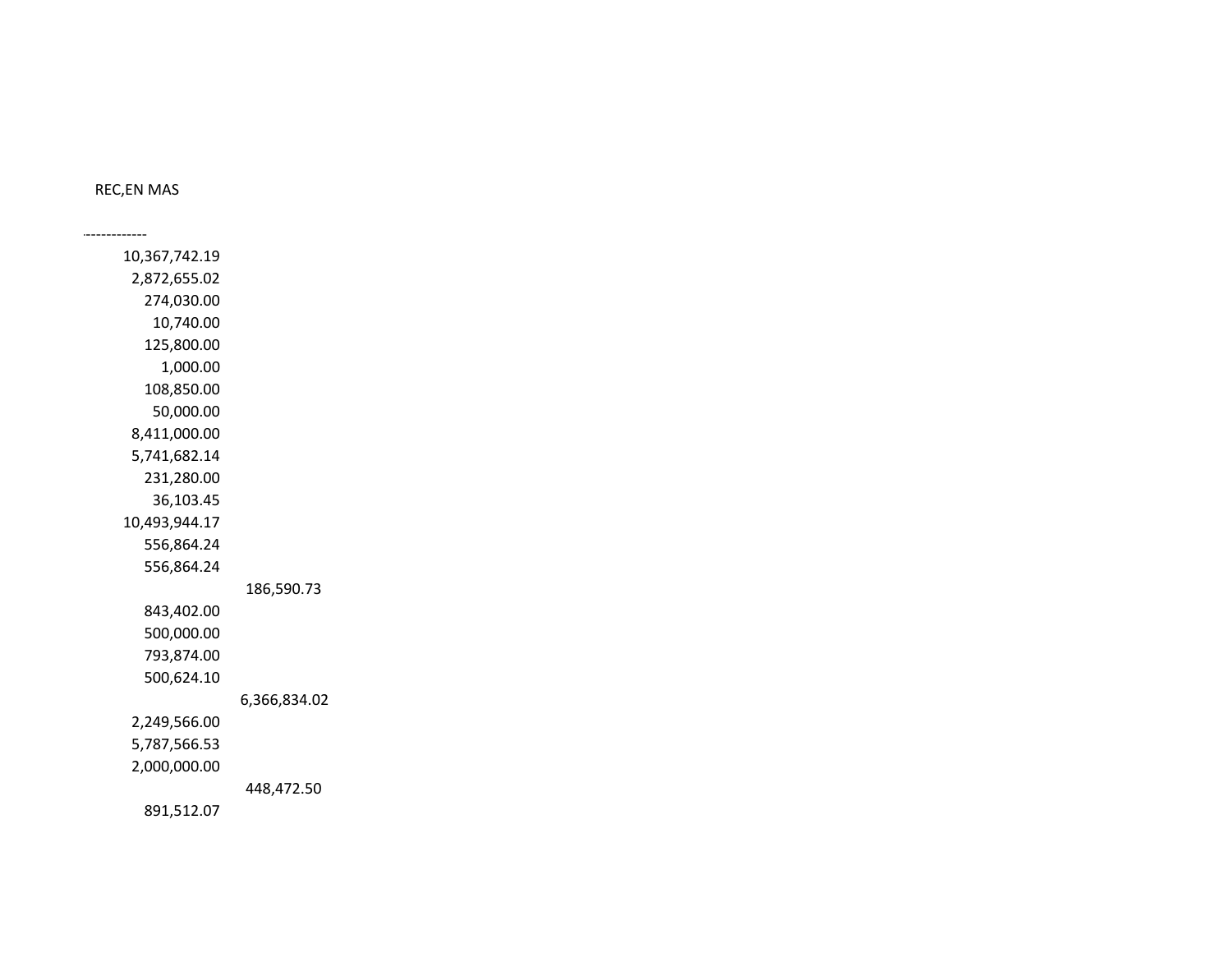| REC,EN MAS | |
|---|---|
| 10,367,742.19 | |
| 2,872,655.02 | |
| 274,030.00 | |
| 10,740.00 | |
| 125,800.00 | |
| 1,000.00 | |
| 108,850.00 | |
| 50,000.00 | |
| 8,411,000.00 | |
| 5,741,682.14 | |
| 231,280.00 | |
| 36,103.45 | |
| 10,493,944.17 | |
| 556,864.24 | |
| 556,864.24 | |
| | 186,590.73 |
| 843,402.00 | |
| 500,000.00 | |
| 793,874.00 | |
| 500,624.10 | |
| | 6,366,834.02 |
| 2,249,566.00 | |
| 5,787,566.53 | |
| 2,000,000.00 | |
| | 448,472.50 |
| 891,512.07 | |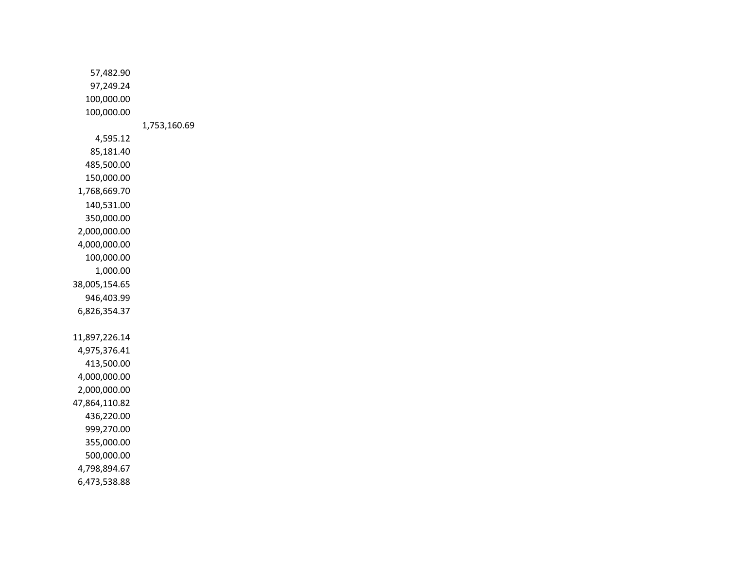| | |
|---|---|
| 57,482.90 | |
| 97,249.24 | |
| 100,000.00 | |
| 100,000.00 | |
| | 1,753,160.69 |
| 4,595.12 | |
| 85,181.40 | |
| 485,500.00 | |
| 150,000.00 | |
| 1,768,669.70 | |
| 140,531.00 | |
| 350,000.00 | |
| 2,000,000.00 | |
| 4,000,000.00 | |
| 100,000.00 | |
| 1,000.00 | |
| 38,005,154.65 | |
| 946,403.99 | |
| 6,826,354.37 | |
| | |
| 11,897,226.14 | |
| 4,975,376.41 | |
| 413,500.00 | |
| 4,000,000.00 | |
| 2,000,000.00 | |
| 47,864,110.82 | |
| 436,220.00 | |
| 999,270.00 | |
| 355,000.00 | |
| 500,000.00 | |
| 4,798,894.67 | |
| 6,473,538.88 | |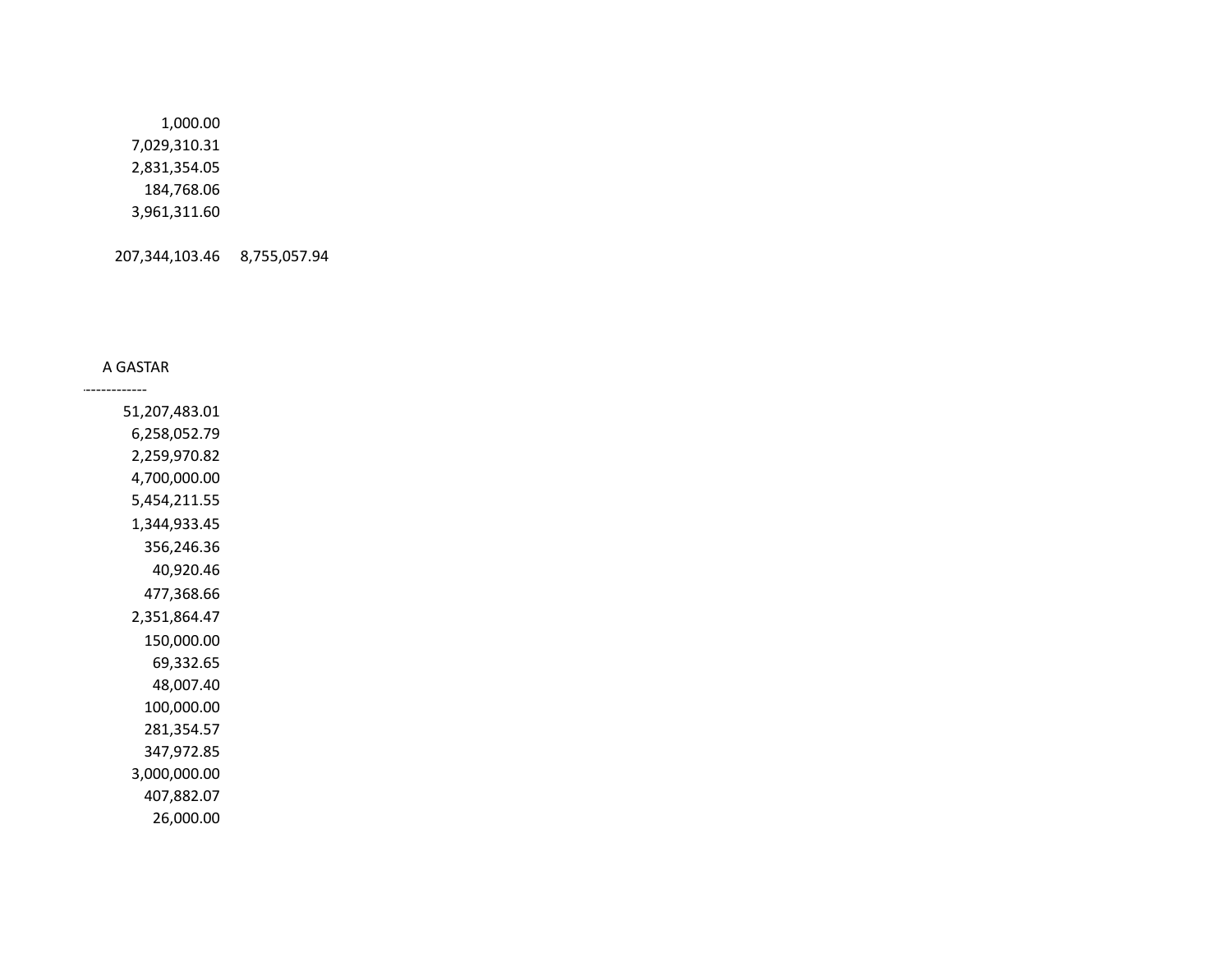| | |
|---|---|
| 1,000.00 | |
| 7,029,310.31 | |
| 2,831,354.05 | |
| 184,768.06 | |
| 3,961,311.60 | |
| | |
| 207,344,103.46 | 8,755,057.94 |

| A GASTAR |
|---|
| 51,207,483.01 |
| 6,258,052.79 |
| 2,259,970.82 |
| 4,700,000.00 |
| 5,454,211.55 |
| 1,344,933.45 |
| 356,246.36 |
| 40,920.46 |
| 477,368.66 |
| 2,351,864.47 |
| 150,000.00 |
| 69,332.65 |
| 48,007.40 |
| 100,000.00 |
| 281,354.57 |
| 347,972.85 |
| 3,000,000.00 |
| 407,882.07 |
| 26,000.00 |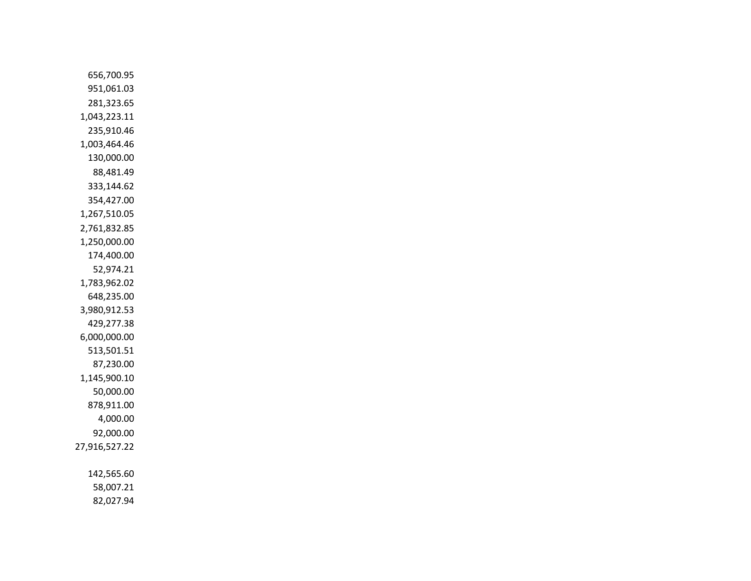656,700.95
951,061.03
281,323.65
1,043,223.11
235,910.46
1,003,464.46
130,000.00
88,481.49
333,144.62
354,427.00
1,267,510.05
2,761,832.85
1,250,000.00
174,400.00
52,974.21
1,783,962.02
648,235.00
3,980,912.53
429,277.38
6,000,000.00
513,501.51
87,230.00
1,145,900.10
50,000.00
878,911.00
4,000.00
92,000.00
27,916,527.22

142,565.60
58,007.21
82,027.94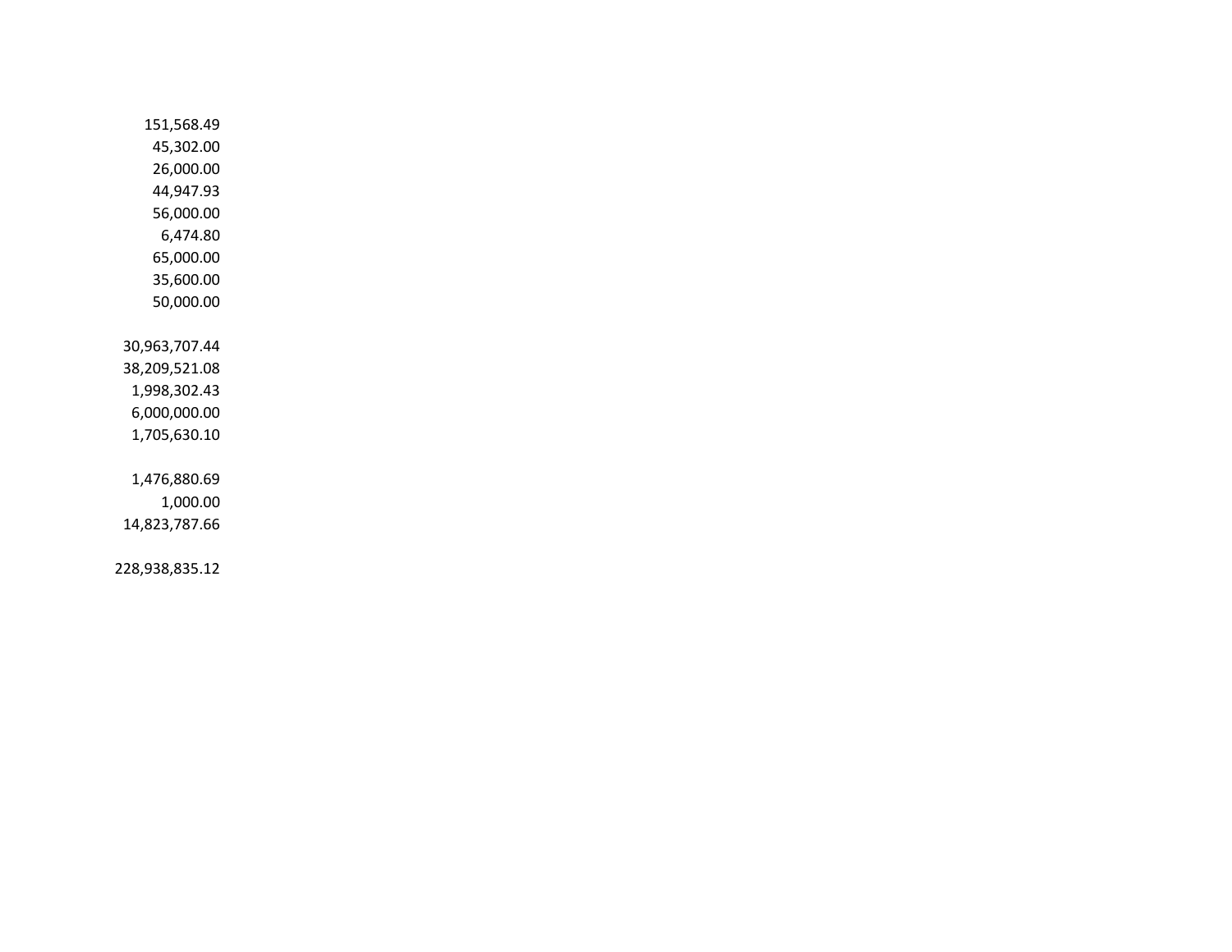151,568.49
45,302.00
26,000.00
44,947.93
56,000.00
6,474.80
65,000.00
35,600.00
50,000.00

30,963,707.44
38,209,521.08
1,998,302.43
6,000,000.00
1,705,630.10

1,476,880.69
1,000.00
14,823,787.66

228,938,835.12